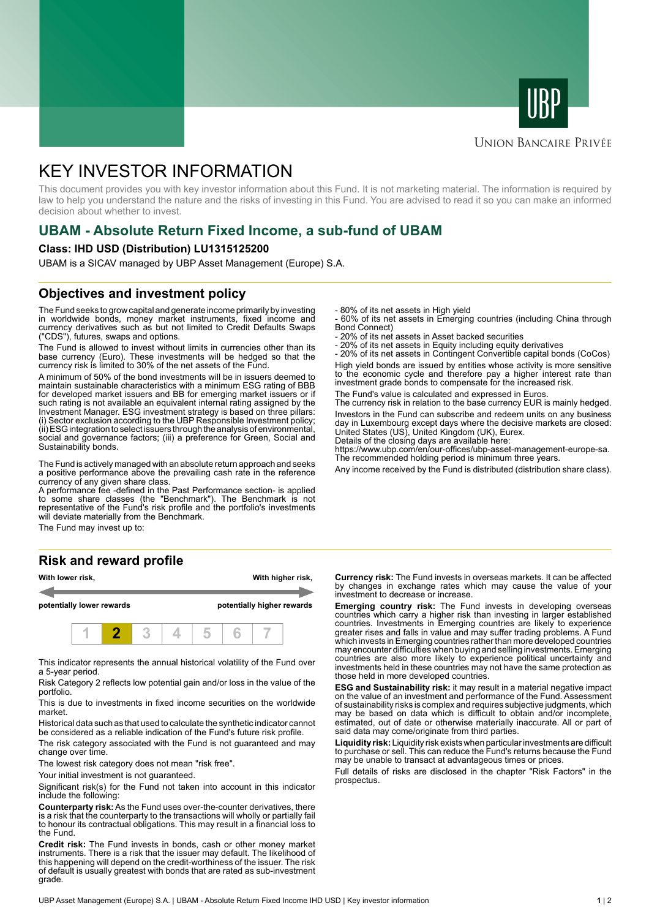UNION BANCAIRE PRIVÉE

# KEY INVESTOR INFORMATION

This document provides you with key investor information about this Fund. It is not marketing material. The information is required by law to help you understand the nature and the risks of investing in this Fund. You are advised to read it so you can make an informed decision about whether to invest.

## UBAM - Absolute Return Fixed Income, a sub-fund of UBAM

**Class: IHD USD (Distribution) LU1315125200**

UBAM is a SICAV managed by UBP Asset Management (Europe) S.A.

## Objectives and investment policy

The Fund seeks to grow capital and generate income primarily by investing in worldwide bonds, money market instruments, fixed income and currency derivatives such as but not limited to Credit Defaults Swaps ("CDS"), futures, swaps and options.

The Fund is allowed to invest without limits in currencies other than its base currency (Euro). These investments will be hedged so that the currency risk is limited to 30% of the net assets of the Fund.

A minimum of 50% of the bond investments will be in issuers deemed to maintain sustainable characteristics with a minimum ESG rating of BBB for developed market issuers and BB for emerging market issuers or if such rating is not available an equivalent internal rating assigned by the Investment Manager. ESG investment strategy is based on three pillars: (i) Sector exclusion according to the UBP Responsible Investment policy; (ii) ESG integration to select issuers through the analysis of environmental, social and governance factors; (iii) a preference for Green, Social and Sustainability bonds.

The Fund is actively managed with an absolute return approach and seeks a positive performance above the prevailing cash rate in the reference currency of any given share class.

A performance fee -defined in the Past Performance section- is applied to some share classes (the "Benchmark"). The Benchmark is not representative of the Fund's risk profile and the portfolio's investments will deviate materially from the Benchmark.

The Fund may invest up to:

- 80% of its net assets in High yield
- 60% of its net assets in Emerging countries (including China through Bond Connect)
- 20% of its net assets in Asset backed securities
- 20% of its net assets in Equity including equity derivatives
- 20% of its net assets in Contingent Convertible capital bonds (CoCos)

High yield bonds are issued by entities whose activity is more sensitive to the economic cycle and therefore pay a higher interest rate than investment grade bonds to compensate for the increased risk.

The Fund's value is calculated and expressed in Euros.

The currency risk in relation to the base currency EUR is mainly hedged.

Investors in the Fund can subscribe and redeem units on any business day in Luxembourg except days where the decisive markets are closed: United States (US), United Kingdom (UK), Eurex.

Details of the closing days are available here:

https://www.ubp.com/en/our-offices/ubp-asset-management-europe-sa.

The recommended holding period is minimum three years.

Any income received by the Fund is distributed (distribution share class).

## Risk and reward profile

| With lower risk, potentially lower rewards | | | | | | With higher risk, potentially higher rewards |
|---|---|---|---|---|---|---|
| 1 | **2** | 3 | 4 | 5 | 6 | 7 |

This indicator represents the annual historical volatility of the Fund over a 5-year period.

Risk Category 2 reflects low potential gain and/or loss in the value of the portfolio.

This is due to investments in fixed income securities on the worldwide market.

Historical data such as that used to calculate the synthetic indicator cannot be considered as a reliable indication of the Fund's future risk profile.

The risk category associated with the Fund is not guaranteed and may change over time.

The lowest risk category does not mean "risk free".

Your initial investment is not guaranteed.

Significant risk(s) for the Fund not taken into account in this indicator include the following:

**Counterparty risk:** As the Fund uses over-the-counter derivatives, there is a risk that the counterparty to the transactions will wholly or partially fail to honour its contractual obligations. This may result in a financial loss to the Fund.

**Credit risk:** The Fund invests in bonds, cash or other money market instruments. There is a risk that the issuer may default. The likelihood of this happening will depend on the credit-worthiness of the issuer. The risk of default is usually greatest with bonds that are rated as sub-investment grade.

**Currency risk:** The Fund invests in overseas markets. It can be affected by changes in exchange rates which may cause the value of your investment to decrease or increase.

**Emerging country risk:** The Fund invests in developing overseas countries which carry a higher risk than investing in larger established countries. Investments in Emerging countries are likely to experience greater rises and falls in value and may suffer trading problems. A Fund which invests in Emerging countries rather than more developed countries may encounter difficulties when buying and selling investments. Emerging countries are also more likely to experience political uncertainty and investments held in these countries may not have the same protection as those held in more developed countries.

**ESG and Sustainability risk:** it may result in a material negative impact on the value of an investment and performance of the Fund. Assessment of sustainability risks is complex and requires subjective judgments, which may be based on data which is difficult to obtain and/or incomplete, estimated, out of date or otherwise materially inaccurate. All or part of said data may come/originate from third parties.

**Liquidity risk:** Liquidity risk exists when particular investments are difficult to purchase or sell. This can reduce the Fund's returns because the Fund may be unable to transact at advantageous times or prices.

Full details of risks are disclosed in the chapter "Risk Factors" in the prospectus.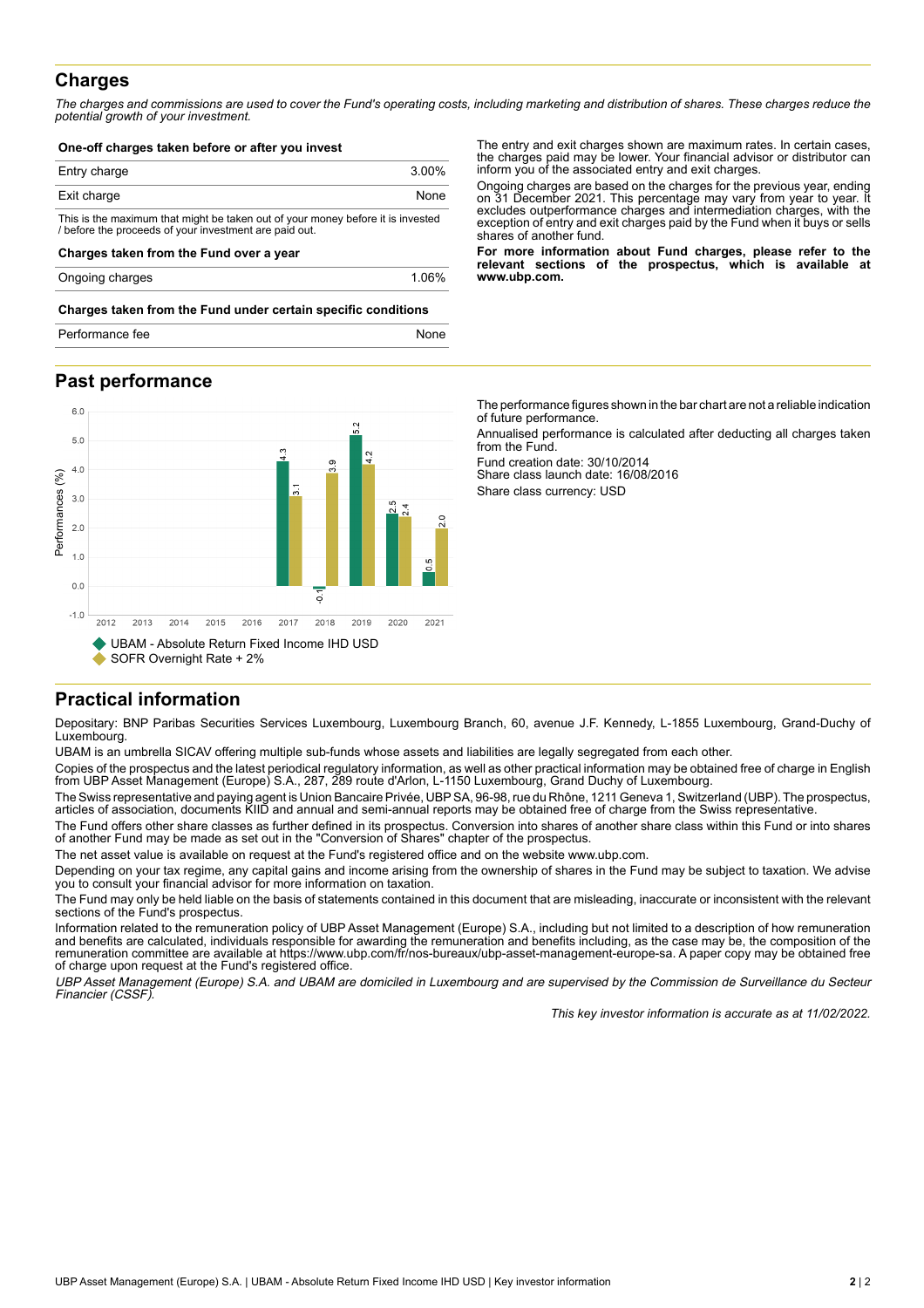## Charges

*The charges and commissions are used to cover the Fund's operating costs, including marketing and distribution of shares. These charges reduce the potential growth of your investment.*

| **One-off charges taken before or after you invest** | |
|---|---|
| Entry charge | 3.00% |
| Exit charge | None |

This is the maximum that might be taken out of your money before it is invested / before the proceeds of your investment are paid out.

| **Charges taken from the Fund over a year** | |
|---|---|
| Ongoing charges | 1.06% |

| **Charges taken from the Fund under certain specific conditions** | |
|---|---|
| Performance fee | None |

The entry and exit charges shown are maximum rates. In certain cases, the charges paid may be lower. Your financial advisor or distributor can inform you of the associated entry and exit charges.

Ongoing charges are based on the charges for the previous year, ending on 31 December 2021. This percentage may vary from year to year. It excludes outperformance charges and intermediation charges, with the exception of entry and exit charges paid by the Fund when it buys or sells shares of another fund.

**For more information about Fund charges, please refer to the relevant sections of the prospectus, which is available at www.ubp.com.**

## Past performance

Performances (%)

6.0
5.0
4.0
3.0
2.0
1.0
0.0
-1.0

2012 2013 2014 2015 2016 2017 2018 2019 2020 2021

4.3 3.1 -0.1 3.9 5.2 4.2 2.5 2.4 0.5 2.0

UBAM - Absolute Return Fixed Income IHD USD
SOFR Overnight Rate + 2%

The performance figures shown in the bar chart are not a reliable indication of future performance.

Annualised performance is calculated after deducting all charges taken from the Fund.

Fund creation date: 30/10/2014
Share class launch date: 16/08/2016

Share class currency: USD

## Practical information

Depositary: BNP Paribas Securities Services Luxembourg, Luxembourg Branch, 60, avenue J.F. Kennedy, L-1855 Luxembourg, Grand-Duchy of Luxembourg.

UBAM is an umbrella SICAV offering multiple sub-funds whose assets and liabilities are legally segregated from each other.

Copies of the prospectus and the latest periodical regulatory information, as well as other practical information may be obtained free of charge in English from UBP Asset Management (Europe) S.A., 287, 289 route d'Arlon, L-1150 Luxembourg, Grand Duchy of Luxembourg.

The Swiss representative and paying agent is Union Bancaire Privée, UBP SA, 96-98, rue du Rhône, 1211 Geneva 1, Switzerland (UBP). The prospectus, articles of association, documents KIID and annual and semi-annual reports may be obtained free of charge from the Swiss representative.

The Fund offers other share classes as further defined in its prospectus. Conversion into shares of another share class within this Fund or into shares of another Fund may be made as set out in the "Conversion of Shares" chapter of the prospectus.

The net asset value is available on request at the Fund's registered office and on the website www.ubp.com.

Depending on your tax regime, any capital gains and income arising from the ownership of shares in the Fund may be subject to taxation. We advise you to consult your financial advisor for more information on taxation.

The Fund may only be held liable on the basis of statements contained in this document that are misleading, inaccurate or inconsistent with the relevant sections of the Fund's prospectus.

Information related to the remuneration policy of UBP Asset Management (Europe) S.A., including but not limited to a description of how remuneration and benefits are calculated, individuals responsible for awarding the remuneration and benefits including, as the case may be, the composition of the remuneration committee are available at https://www.ubp.com/fr/nos-bureaux/ubp-asset-management-europe-sa. A paper copy may be obtained free of charge upon request at the Fund's registered office.

*UBP Asset Management (Europe) S.A. and UBAM are domiciled in Luxembourg and are supervised by the Commission de Surveillance du Secteur Financier (CSSF).*

*This key investor information is accurate as at 11/02/2022.*